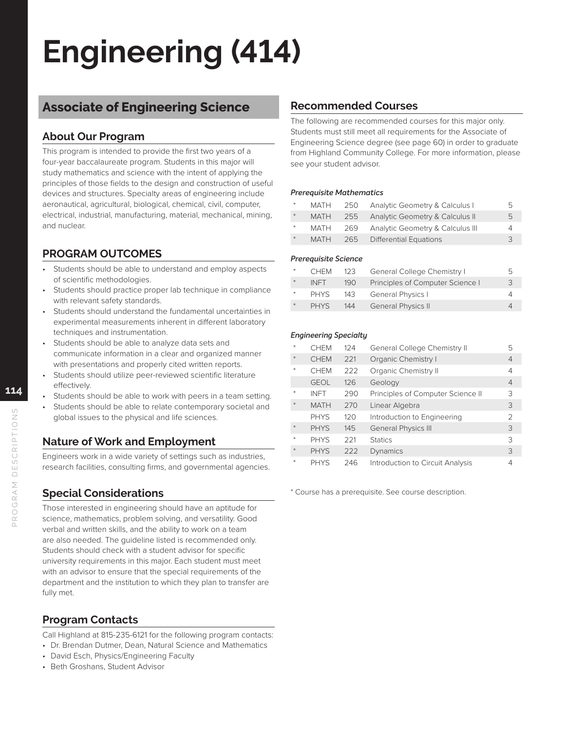# Engineering (414)

## Associate of Engineering Science

### About Our Program

This program is intended to provide the first two years of a four-year baccalaureate program. Students in this major will study mathematics and science with the intent of applying the principles of those fields to the design and construction of useful devices and structures. Specialty areas of engineering include aeronautical, agricultural, biological, chemical, civil, computer, electrical, industrial, manufacturing, material, mechanical, mining, and nuclear.

### PROGRAM OUTCOMES

- Students should be able to understand and employ aspects of scientific methodologies.
- Students should practice proper lab technique in compliance with relevant safety standards.
- Students should understand the fundamental uncertainties in experimental measurements inherent in different laboratory techniques and instrumentation.
- Students should be able to analyze data sets and communicate information in a clear and organized manner with presentations and properly cited written reports.
- Students should utilize peer-reviewed scientific literature effectively.
- Students should be able to work with peers in a team setting.
- Students should be able to relate contemporary societal and global issues to the physical and life sciences.

### Nature of Work and Employment

Engineers work in a wide variety of settings such as industries, research facilities, consulting firms, and governmental agencies.

### Special Considerations

Those interested in engineering should have an aptitude for science, mathematics, problem solving, and versatility. Good verbal and written skills, and the ability to work on a team are also needed. The guideline listed is recommended only. Students should check with a student advisor for specific university requirements in this major. Each student must meet with an advisor to ensure that the special requirements of the department and the institution to which they plan to transfer are fully met.

### Program Contacts

Call Highland at 815-235-6121 for the following program contacts:

- Dr. Brendan Dutmer, Dean, Natural Science and Mathematics
- David Esch, Physics/Engineering Faculty
- Beth Groshans, Student Advisor

### Recommended Courses

The following are recommended courses for this major only. Students must still meet all requirements for the Associate of Engineering Science degree (see page 60) in order to graduate from Highland Community College. For more information, please see your student advisor.

*Prerequisite Mathematics*

| | | | | |
|---|---|---|---|---|
| * | MATH | 250 | Analytic Geometry & Calculus I | 5 |
| * | MATH | 255 | Analytic Geometry & Calculus II | 5 |
| * | MATH | 269 | Analytic Geometry & Calculus III | 4 |
| * | MATH | 265 | Differential Equations | 3 |

*Prerequisite Science*

| | | | | |
|---|---|---|---|---|
| * | CHEM | 123 | General College Chemistry I | 5 |
| * | INFT | 190 | Principles of Computer Science I | 3 |
| * | PHYS | 143 | General Physics I | 4 |
| * | PHYS | 144 | General Physics II | 4 |

*Engineering Specialty*

| | | | | |
|---|---|---|---|---|
| * | CHEM | 124 | General College Chemistry II | 5 |
| * | CHEM | 221 | Organic Chemistry I | 4 |
| * | CHEM | 222 | Organic Chemistry II | 4 |
| | GEOL | 126 | Geology | 4 |
| * | INFT | 290 | Principles of Computer Science II | 3 |
| * | MATH | 270 | Linear Algebra | 3 |
| | PHYS | 120 | Introduction to Engineering | 2 |
| * | PHYS | 145 | General Physics III | 3 |
| * | PHYS | 221 | Statics | 3 |
| * | PHYS | 222 | Dynamics | 3 |
| * | PHYS | 246 | Introduction to Circuit Analysis | 4 |

* Course has a prerequisite. See course description.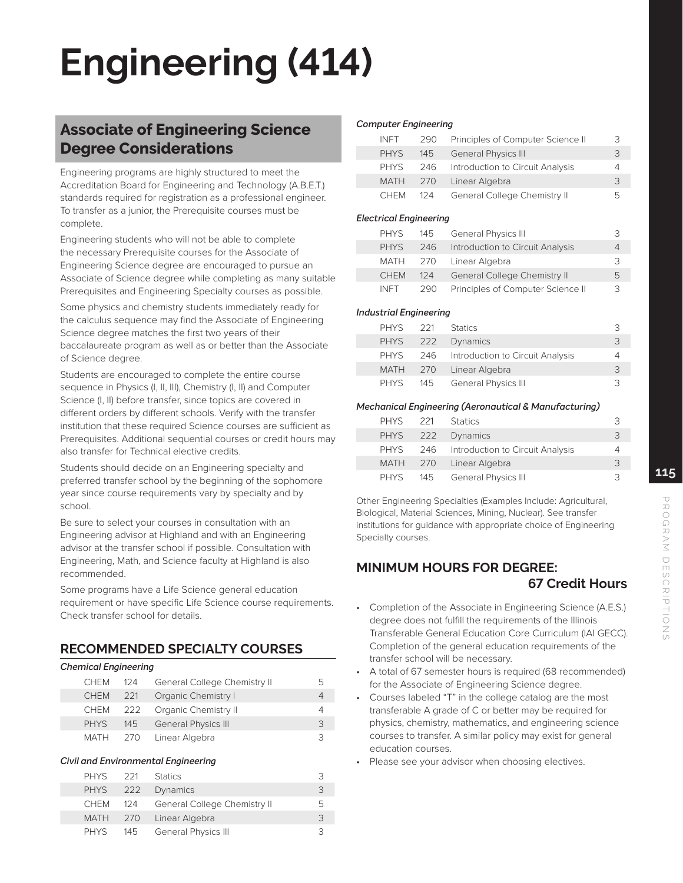# Engineering (414)

## Associate of Engineering Science Degree Considerations

Engineering programs are highly structured to meet the Accreditation Board for Engineering and Technology (A.B.E.T.) standards required for registration as a professional engineer. To transfer as a junior, the Prerequisite courses must be complete.

Engineering students who will not be able to complete the necessary Prerequisite courses for the Associate of Engineering Science degree are encouraged to pursue an Associate of Science degree while completing as many suitable Prerequisites and Engineering Specialty courses as possible.

Some physics and chemistry students immediately ready for the calculus sequence may find the Associate of Engineering Science degree matches the first two years of their baccalaureate program as well as or better than the Associate of Science degree.

Students are encouraged to complete the entire course sequence in Physics (I, II, III), Chemistry (I, II) and Computer Science (I, II) before transfer, since topics are covered in different orders by different schools. Verify with the transfer institution that these required Science courses are sufficient as Prerequisites. Additional sequential courses or credit hours may also transfer for Technical elective credits.

Students should decide on an Engineering specialty and preferred transfer school by the beginning of the sophomore year since course requirements vary by specialty and by school.

Be sure to select your courses in consultation with an Engineering advisor at Highland and with an Engineering advisor at the transfer school if possible. Consultation with Engineering, Math, and Science faculty at Highland is also recommended.

Some programs have a Life Science general education requirement or have specific Life Science course requirements. Check transfer school for details.

## RECOMMENDED SPECIALTY COURSES

*Chemical Engineering*

| | | | |
|---|---|---|---|
| CHEM | 124 | General College Chemistry II | 5 |
| CHEM | 221 | Organic Chemistry I | 4 |
| CHEM | 222 | Organic Chemistry II | 4 |
| PHYS | 145 | General Physics III | 3 |
| MATH | 270 | Linear Algebra | 3 |

*Civil and Environmental Engineering*

| | | | |
|---|---|---|---|
| PHYS | 221 | Statics | 3 |
| PHYS | 222 | Dynamics | 3 |
| CHEM | 124 | General College Chemistry II | 5 |
| MATH | 270 | Linear Algebra | 3 |
| PHYS | 145 | General Physics III | 3 |

*Computer Engineering*

| | | | |
|---|---|---|---|
| INFT | 290 | Principles of Computer Science II | 3 |
| PHYS | 145 | General Physics III | 3 |
| PHYS | 246 | Introduction to Circuit Analysis | 4 |
| MATH | 270 | Linear Algebra | 3 |
| CHEM | 124 | General College Chemistry II | 5 |

*Electrical Engineering*

| | | | |
|---|---|---|---|
| PHYS | 145 | General Physics III | 3 |
| PHYS | 246 | Introduction to Circuit Analysis | 4 |
| MATH | 270 | Linear Algebra | 3 |
| CHEM | 124 | General College Chemistry II | 5 |
| INFT | 290 | Principles of Computer Science II | 3 |

*Industrial Engineering*

| | | | |
|---|---|---|---|
| PHYS | 221 | Statics | 3 |
| PHYS | 222 | Dynamics | 3 |
| PHYS | 246 | Introduction to Circuit Analysis | 4 |
| MATH | 270 | Linear Algebra | 3 |
| PHYS | 145 | General Physics III | 3 |

*Mechanical Engineering (Aeronautical & Manufacturing)*

| | | | |
|---|---|---|---|
| PHYS | 221 | Statics | 3 |
| PHYS | 222 | Dynamics | 3 |
| PHYS | 246 | Introduction to Circuit Analysis | 4 |
| MATH | 270 | Linear Algebra | 3 |
| PHYS | 145 | General Physics III | 3 |

Other Engineering Specialties (Examples Include: Agricultural, Biological, Material Sciences, Mining, Nuclear). See transfer institutions for guidance with appropriate choice of Engineering Specialty courses.

## MINIMUM HOURS FOR DEGREE: 67 Credit Hours

- Completion of the Associate in Engineering Science (A.E.S.) degree does not fulfill the requirements of the Illinois Transferable General Education Core Curriculum (IAI GECC). Completion of the general education requirements of the transfer school will be necessary.
- A total of 67 semester hours is required (68 recommended) for the Associate of Engineering Science degree.
- Courses labeled "T" in the college catalog are the most transferable A grade of C or better may be required for physics, chemistry, mathematics, and engineering science courses to transfer. A similar policy may exist for general education courses.
- Please see your advisor when choosing electives.